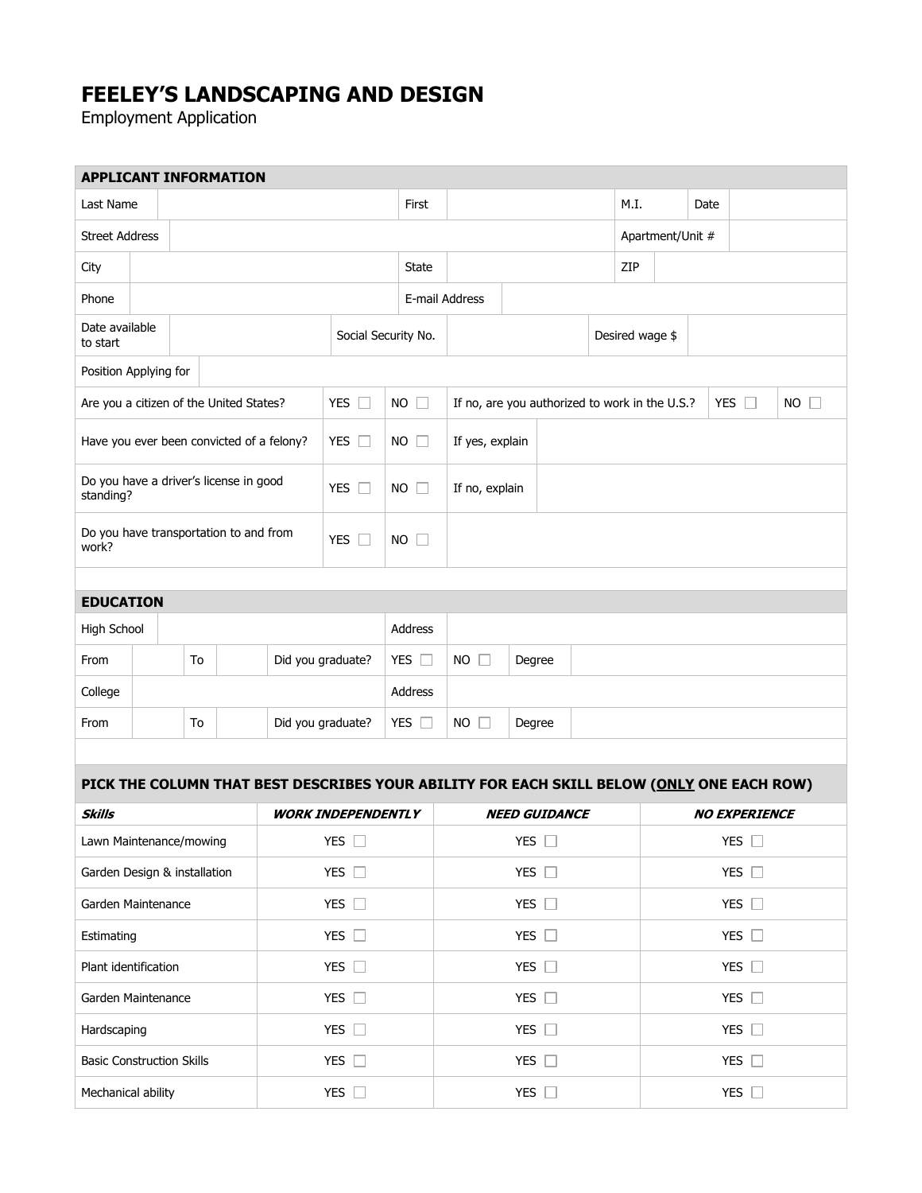# FEELEY'S LANDSCAPING AND DESIGN

Employment Application

## APPLICANT INFORMATION

| | | | | | | | |
|---|---|---|---|---|---|---|---|
| Last Name | | First | | M.I. | | Date | |
| Street Address | | | | Apartment/Unit # | | | |
| City | | State | | ZIP | | | |
| Phone | | E-mail Address | | | | | |
| Date available to start | | Social Security No. | | Desired wage $ | | | |
| Position Applying for | | | | | | | |

| | | | | | | |
|---|---|---|---|---|---|---|
| Are you a citizen of the United States? | YES ☐ | NO ☐ | If no, are you authorized to work in the U.S.? | YES ☐ | NO ☐ |
| Have you ever been convicted of a felony? | YES ☐ | NO ☐ | If yes, explain | | |
| Do you have a driver's license in good standing? | YES ☐ | NO ☐ | If no, explain | | |
| Do you have transportation to and from work? | YES ☐ | NO ☐ | | | |

## EDUCATION

| | | | | | | | | |
|---|---|---|---|---|---|---|---|---|
| High School | | | | Address | | | | |
| From | | To | | Did you graduate? | YES ☐ | NO ☐ | Degree | |
| College | | | | Address | | | | |
| From | | To | | Did you graduate? | YES ☐ | NO ☐ | Degree | |

## PICK THE COLUMN THAT BEST DESCRIBES YOUR ABILITY FOR EACH SKILL BELOW (ONLY ONE EACH ROW)

| *Skills* | *WORK INDEPENDENTLY* | *NEED GUIDANCE* | *NO EXPERIENCE* |
|---|---|---|---|
| Lawn Maintenance/mowing | YES ☐ | YES ☐ | YES ☐ |
| Garden Design & installation | YES ☐ | YES ☐ | YES ☐ |
| Garden Maintenance | YES ☐ | YES ☐ | YES ☐ |
| Estimating | YES ☐ | YES ☐ | YES ☐ |
| Plant identification | YES ☐ | YES ☐ | YES ☐ |
| Garden Maintenance | YES ☐ | YES ☐ | YES ☐ |
| Hardscaping | YES ☐ | YES ☐ | YES ☐ |
| Basic Construction Skills | YES ☐ | YES ☐ | YES ☐ |
| Mechanical ability | YES ☐ | YES ☐ | YES ☐ |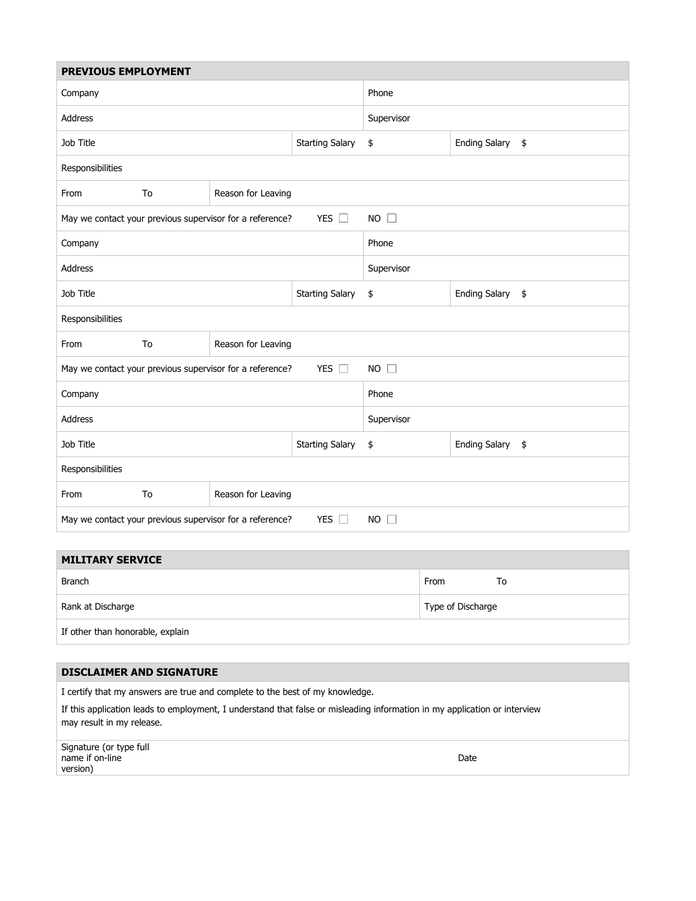## PREVIOUS EMPLOYMENT

| | | | | |
|---|---|---|---|---|
| Company | | | Phone | |
| Address | | | Supervisor | |
| Job Title | | Starting Salary | $ | Ending Salary $ |
| Responsibilities | | | | |
| From | To | Reason for Leaving | | |
| May we contact your previous supervisor for a reference? | | YES ☐ | NO ☐ | |
| Company | | | Phone | |
| Address | | | Supervisor | |
| Job Title | | Starting Salary | $ | Ending Salary $ |
| Responsibilities | | | | |
| From | To | Reason for Leaving | | |
| May we contact your previous supervisor for a reference? | | YES ☐ | NO ☐ | |
| Company | | | Phone | |
| Address | | | Supervisor | |
| Job Title | | Starting Salary | $ | Ending Salary $ |
| Responsibilities | | | | |
| From | To | Reason for Leaving | | |
| May we contact your previous supervisor for a reference? | | YES ☐ | NO ☐ | |

## MILITARY SERVICE

| | | |
|---|---|---|
| Branch | From | To |
| Rank at Discharge | Type of Discharge | |
| If other than honorable, explain | | |

## DISCLAIMER AND SIGNATURE

I certify that my answers are true and complete to the best of my knowledge.

If this application leads to employment, I understand that false or misleading information in my application or interview may result in my release.

| | |
|---|---|
| Signature (or type full name if on-line version) | Date |